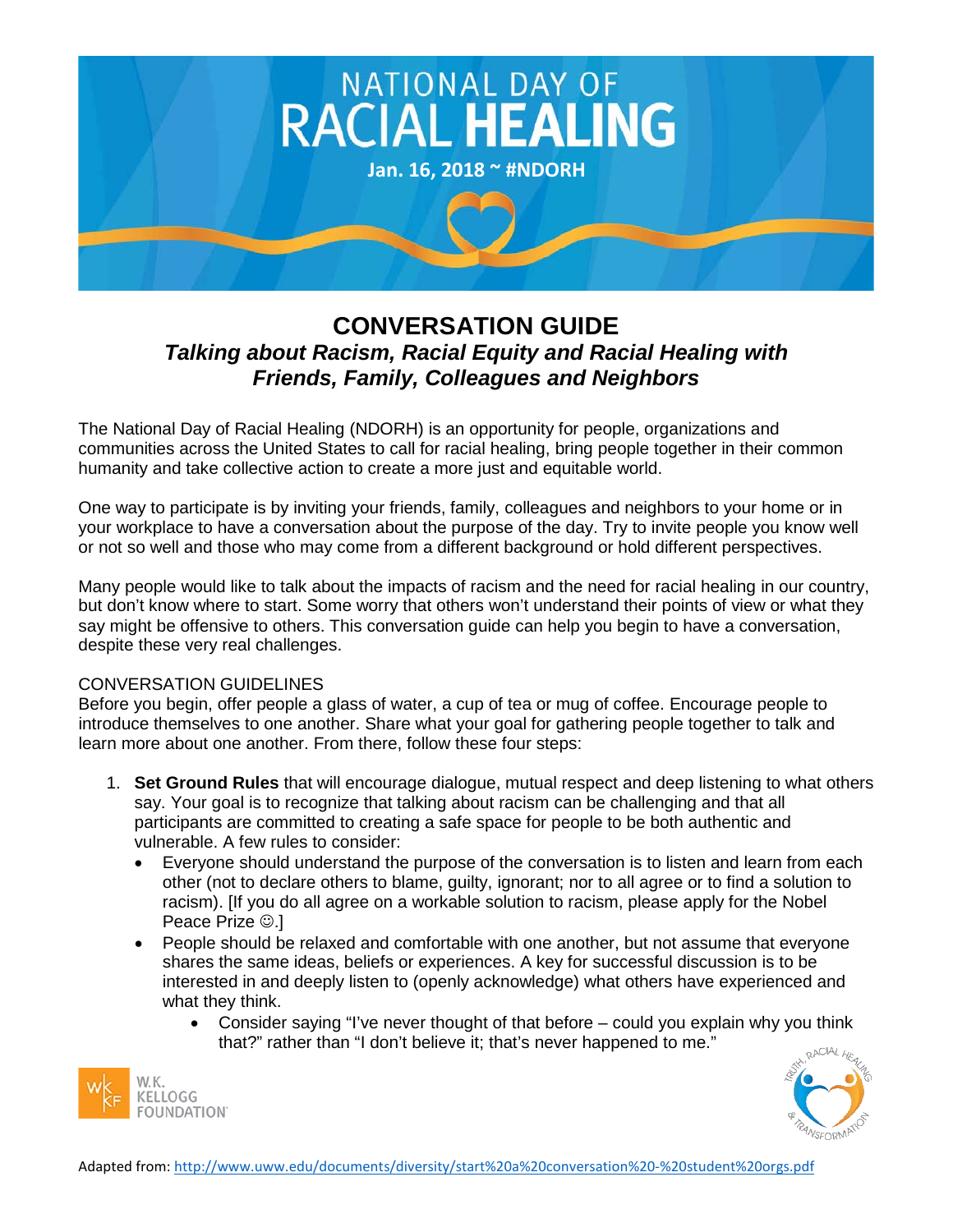# NATIONAL DAY OF RACIAL HEALING

**Jan. 16, 2018 ~ #NDORH**

## CONVERSATION GUIDE

### *Talking about Racism, Racial Equity and Racial Healing with Friends, Family, Colleagues and Neighbors*

The National Day of Racial Healing (NDORH) is an opportunity for people, organizations and communities across the United States to call for racial healing, bring people together in their common humanity and take collective action to create a more just and equitable world.

One way to participate is by inviting your friends, family, colleagues and neighbors to your home or in your workplace to have a conversation about the purpose of the day. Try to invite people you know well or not so well and those who may come from a different background or hold different perspectives.

Many people would like to talk about the impacts of racism and the need for racial healing in our country, but don't know where to start. Some worry that others won't understand their points of view or what they say might be offensive to others. This conversation guide can help you begin to have a conversation, despite these very real challenges.

CONVERSATION GUIDELINES

Before you begin, offer people a glass of water, a cup of tea or mug of coffee. Encourage people to introduce themselves to one another. Share what your goal for gathering people together to talk and learn more about one another. From there, follow these four steps:

1. **Set Ground Rules** that will encourage dialogue, mutual respect and deep listening to what others say. Your goal is to recognize that talking about racism can be challenging and that all participants are committed to creating a safe space for people to be both authentic and vulnerable. A few rules to consider:
   - Everyone should understand the purpose of the conversation is to listen and learn from each other (not to declare others to blame, guilty, ignorant; nor to all agree or to find a solution to racism). [If you do all agree on a workable solution to racism, please apply for the Nobel Peace Prize ☺.]
   - People should be relaxed and comfortable with one another, but not assume that everyone shares the same ideas, beliefs or experiences. A key for successful discussion is to be interested in and deeply listen to (openly acknowledge) what others have experienced and what they think.
     - Consider saying "I've never thought of that before – could you explain why you think that?" rather than "I don't believe it; that's never happened to me."

W.K. KELLOGG FOUNDATION

TRUTH, RACIAL HEALING & TRANSFORMATION

Adapted from: http://www.uww.edu/documents/diversity/start%20a%20conversation%20-%20student%20orgs.pdf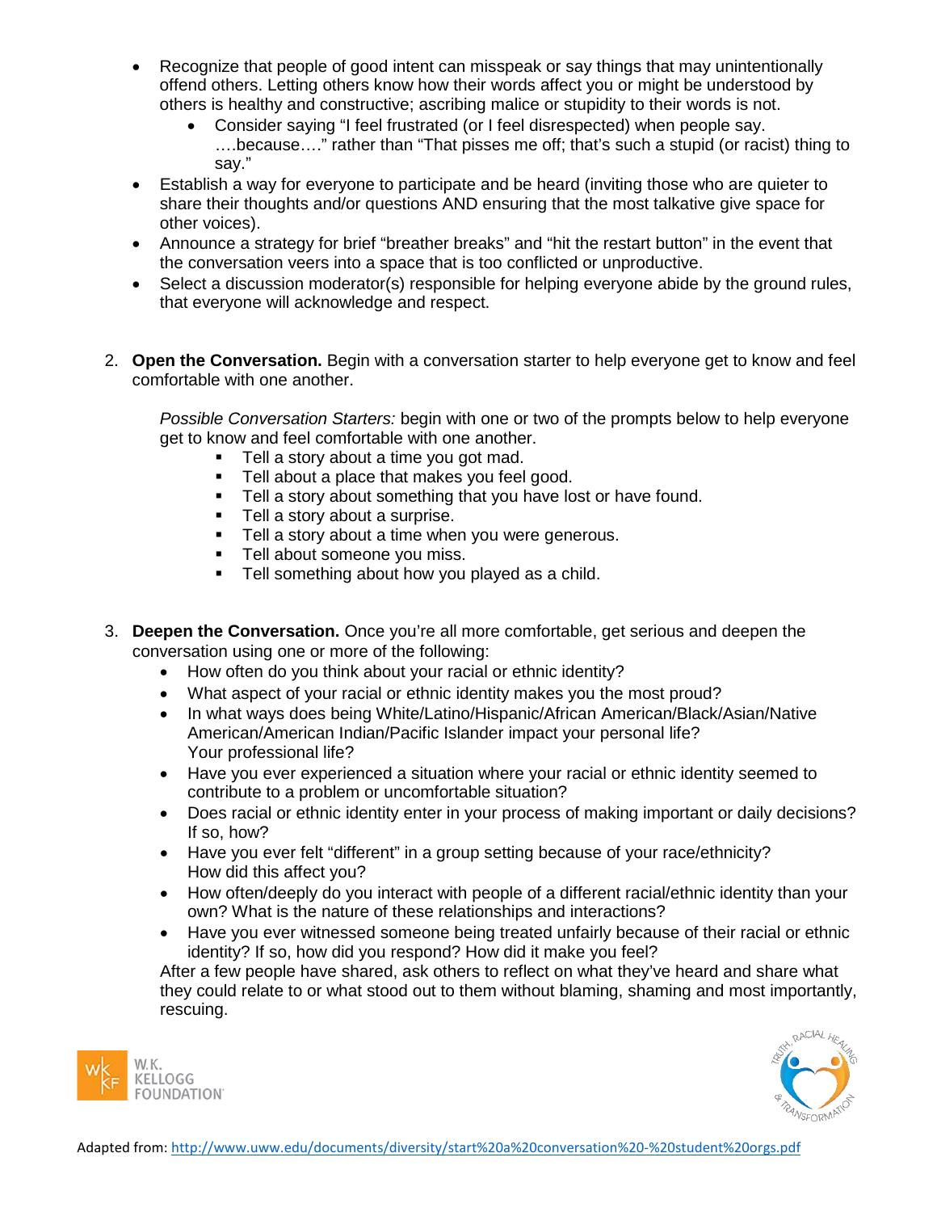- Recognize that people of good intent can misspeak or say things that may unintentionally offend others. Letting others know how their words affect you or might be understood by others is healthy and constructive; ascribing malice or stupidity to their words is not.
  - Consider saying "I feel frustrated (or I feel disrespected) when people say. ….because…." rather than "That pisses me off; that's such a stupid (or racist) thing to say."
- Establish a way for everyone to participate and be heard (inviting those who are quieter to share their thoughts and/or questions AND ensuring that the most talkative give space for other voices).
- Announce a strategy for brief "breather breaks" and "hit the restart button" in the event that the conversation veers into a space that is too conflicted or unproductive.
- Select a discussion moderator(s) responsible for helping everyone abide by the ground rules, that everyone will acknowledge and respect.

2. **Open the Conversation.** Begin with a conversation starter to help everyone get to know and feel comfortable with one another.

   *Possible Conversation Starters:* begin with one or two of the prompts below to help everyone get to know and feel comfortable with one another.
   - Tell a story about a time you got mad.
   - Tell about a place that makes you feel good.
   - Tell a story about something that you have lost or have found.
   - Tell a story about a surprise.
   - Tell a story about a time when you were generous.
   - Tell about someone you miss.
   - Tell something about how you played as a child.

3. **Deepen the Conversation.** Once you're all more comfortable, get serious and deepen the conversation using one or more of the following:
   - How often do you think about your racial or ethnic identity?
   - What aspect of your racial or ethnic identity makes you the most proud?
   - In what ways does being White/Latino/Hispanic/African American/Black/Asian/Native American/American Indian/Pacific Islander impact your personal life? Your professional life?
   - Have you ever experienced a situation where your racial or ethnic identity seemed to contribute to a problem or uncomfortable situation?
   - Does racial or ethnic identity enter in your process of making important or daily decisions? If so, how?
   - Have you ever felt "different" in a group setting because of your race/ethnicity? How did this affect you?
   - How often/deeply do you interact with people of a different racial/ethnic identity than your own? What is the nature of these relationships and interactions?
   - Have you ever witnessed someone being treated unfairly because of their racial or ethnic identity? If so, how did you respond? How did it make you feel?

   After a few people have shared, ask others to reflect on what they've heard and share what they could relate to or what stood out to them without blaming, shaming and most importantly, rescuing.

Adapted from: http://www.uww.edu/documents/diversity/start%20a%20conversation%20-%20student%20orgs.pdf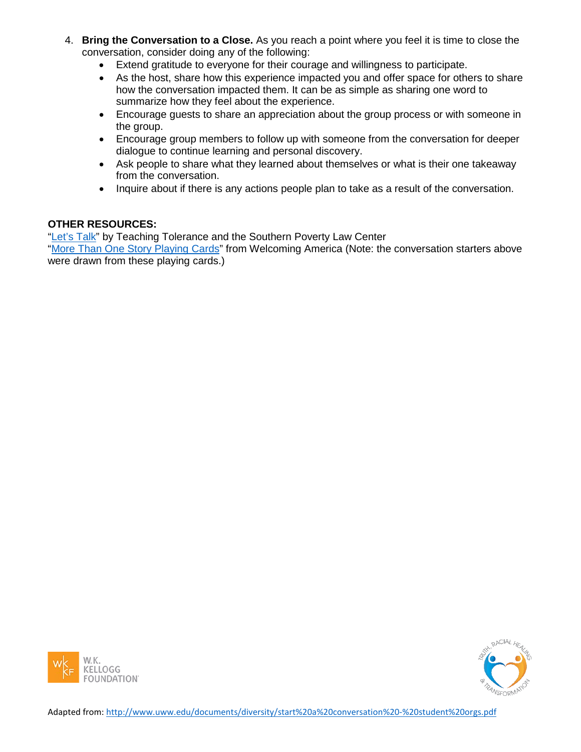4. **Bring the Conversation to a Close.** As you reach a point where you feel it is time to close the conversation, consider doing any of the following:
   - Extend gratitude to everyone for their courage and willingness to participate.
   - As the host, share how this experience impacted you and offer space for others to share how the conversation impacted them. It can be as simple as sharing one word to summarize how they feel about the experience.
   - Encourage guests to share an appreciation about the group process or with someone in the group.
   - Encourage group members to follow up with someone from the conversation for deeper dialogue to continue learning and personal discovery.
   - Ask people to share what they learned about themselves or what is their one takeaway from the conversation.
   - Inquire about if there is any actions people plan to take as a result of the conversation.

**OTHER RESOURCES:**

"Let's Talk" by Teaching Tolerance and the Southern Poverty Law Center

"More Than One Story Playing Cards" from Welcoming America (Note: the conversation starters above were drawn from these playing cards.)

Adapted from: http://www.uww.edu/documents/diversity/start%20a%20conversation%20-%20student%20orgs.pdf